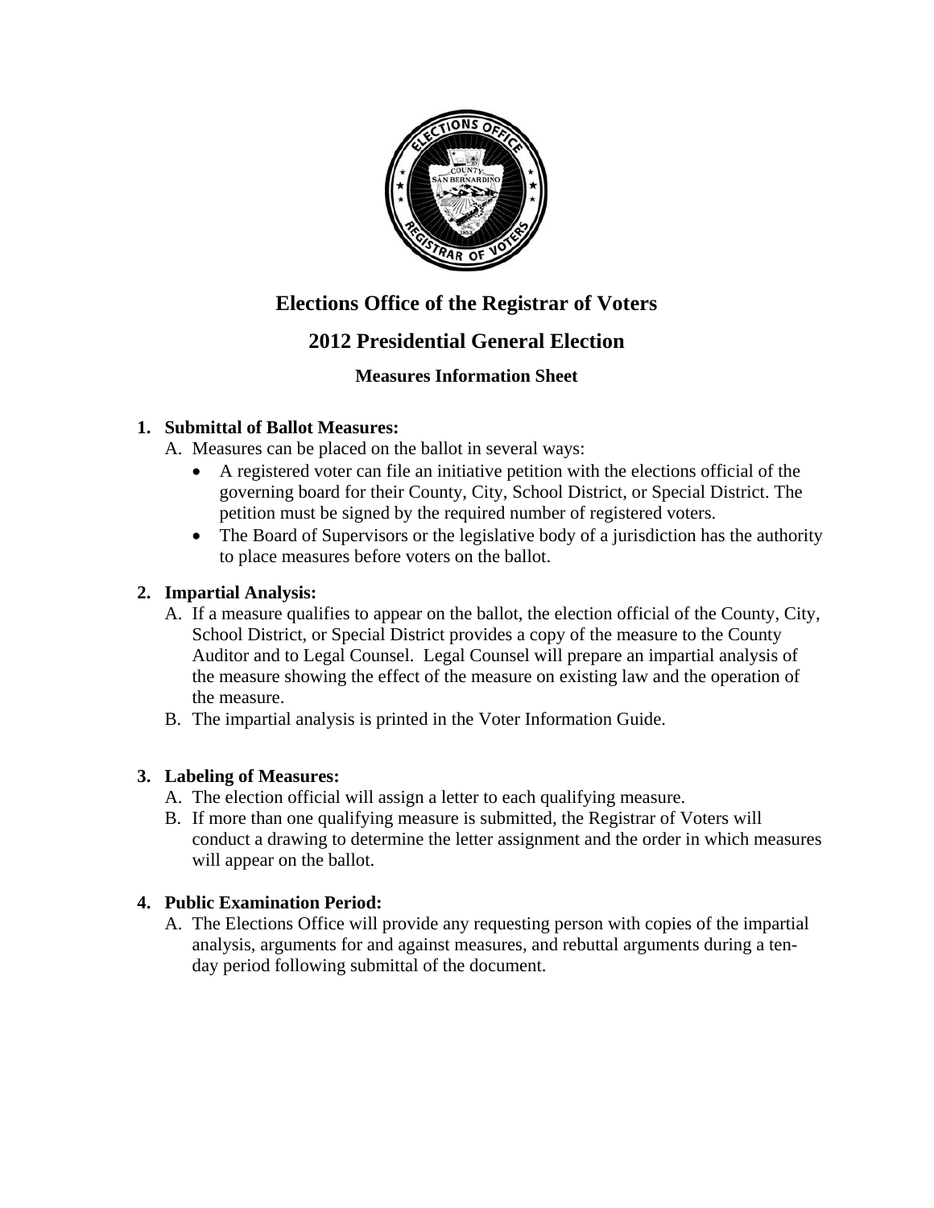# Elections Office of the Registrar of Voters

## 2012 Presidential General Election

### Measures Information Sheet

1. **Submittal of Ballot Measures:**
   A. Measures can be placed on the ballot in several ways:
   - A registered voter can file an initiative petition with the elections official of the governing board for their County, City, School District, or Special District. The petition must be signed by the required number of registered voters.
   - The Board of Supervisors or the legislative body of a jurisdiction has the authority to place measures before voters on the ballot.

2. **Impartial Analysis:**
   A. If a measure qualifies to appear on the ballot, the election official of the County, City, School District, or Special District provides a copy of the measure to the County Auditor and to Legal Counsel. Legal Counsel will prepare an impartial analysis of the measure showing the effect of the measure on existing law and the operation of the measure.
   B. The impartial analysis is printed in the Voter Information Guide.

3. **Labeling of Measures:**
   A. The election official will assign a letter to each qualifying measure.
   B. If more than one qualifying measure is submitted, the Registrar of Voters will conduct a drawing to determine the letter assignment and the order in which measures will appear on the ballot.

4. **Public Examination Period:**
   A. The Elections Office will provide any requesting person with copies of the impartial analysis, arguments for and against measures, and rebuttal arguments during a ten-day period following submittal of the document.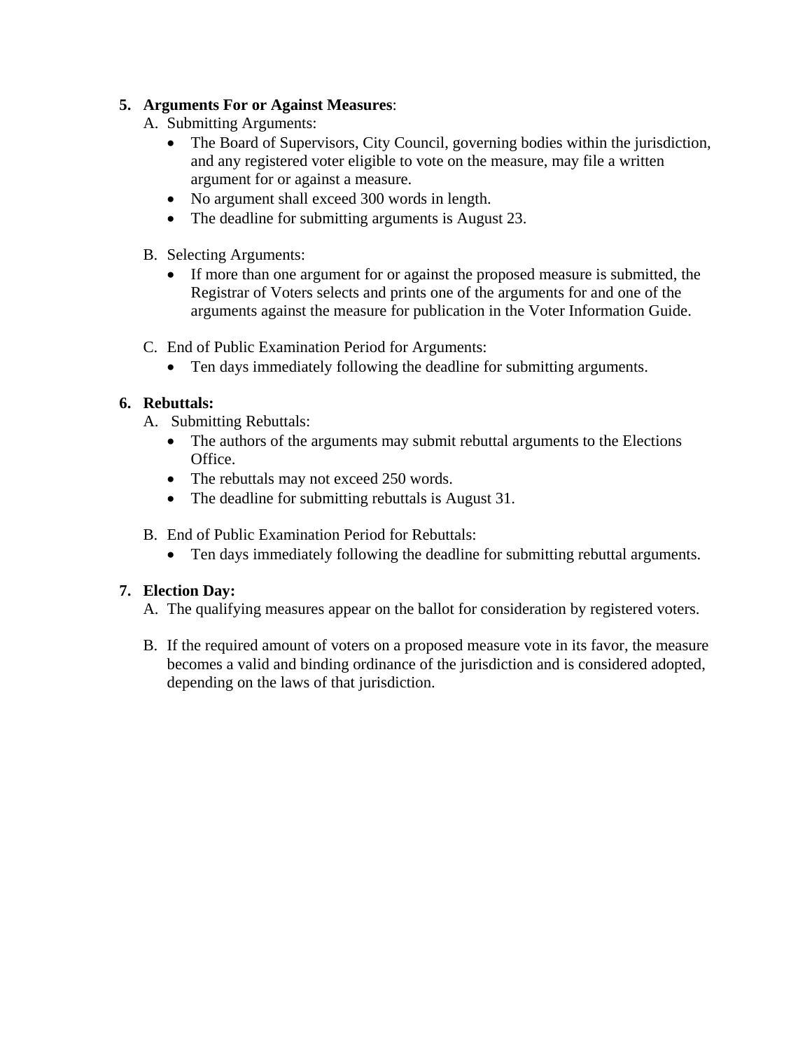5. **Arguments For or Against Measures**:
   A. Submitting Arguments:
      - The Board of Supervisors, City Council, governing bodies within the jurisdiction, and any registered voter eligible to vote on the measure, may file a written argument for or against a measure.
      - No argument shall exceed 300 words in length.
      - The deadline for submitting arguments is August 23.

   B. Selecting Arguments:
      - If more than one argument for or against the proposed measure is submitted, the Registrar of Voters selects and prints one of the arguments for and one of the arguments against the measure for publication in the Voter Information Guide.

   C. End of Public Examination Period for Arguments:
      - Ten days immediately following the deadline for submitting arguments.

6. **Rebuttals:**
   A. Submitting Rebuttals:
      - The authors of the arguments may submit rebuttal arguments to the Elections Office.
      - The rebuttals may not exceed 250 words.
      - The deadline for submitting rebuttals is August 31.

   B. End of Public Examination Period for Rebuttals:
      - Ten days immediately following the deadline for submitting rebuttal arguments.

7. **Election Day:**
   A. The qualifying measures appear on the ballot for consideration by registered voters.

   B. If the required amount of voters on a proposed measure vote in its favor, the measure becomes a valid and binding ordinance of the jurisdiction and is considered adopted, depending on the laws of that jurisdiction.